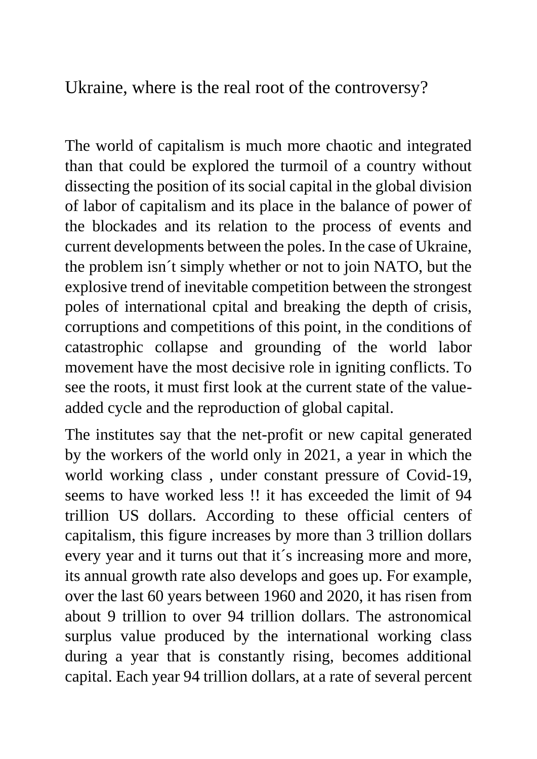# Ukraine, where is the real root of the controversy?

The world of capitalism is much more chaotic and integrated than that could be explored the turmoil of a country without dissecting the position of its social capital in the global division of labor of capitalism and its place in the balance of power of the blockades and its relation to the process of events and current developments between the poles. In the case of Ukraine, the problem isn´t simply whether or not to join NATO, but the explosive trend of inevitable competition between the strongest poles of international cpital and breaking the depth of crisis, corruptions and competitions of this point, in the conditions of catastrophic collapse and grounding of the world labor movement have the most decisive role in igniting conflicts. To see the roots, it must first look at the current state of the value-added cycle and the reproduction of global capital.

The institutes say that the net-profit or new capital generated by the workers of the world only in 2021, a year in which the world working class , under constant pressure of Covid-19, seems to have worked less !! it has exceeded the limit of 94 trillion US dollars. According to these official centers of capitalism, this figure increases by more than 3 trillion dollars every year and it turns out that it´s increasing more and more, its annual growth rate also develops and goes up. For example, over the last 60 years between 1960 and 2020, it has risen from about 9 trillion to over 94 trillion dollars. The astronomical surplus value produced by the international working class during a year that is constantly rising, becomes additional capital. Each year 94 trillion dollars, at a rate of several percent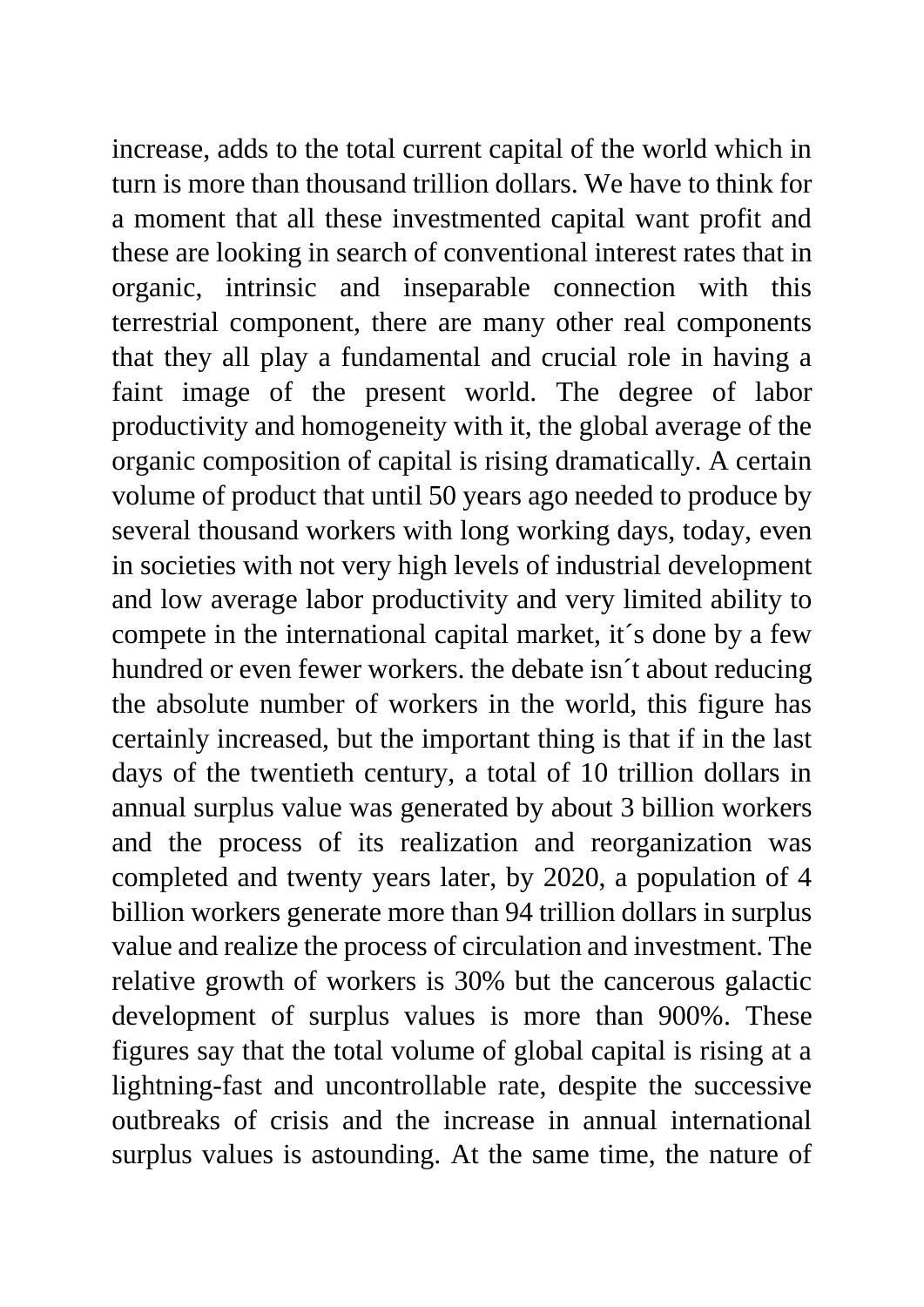increase, adds to the total current capital of the world which in turn is more than thousand trillion dollars. We have to think for a moment that all these investmented capital want profit and these are looking in search of conventional interest rates that in organic, intrinsic and inseparable connection with this terrestrial component, there are many other real components that they all play a fundamental and crucial role in having a faint image of the present world. The degree of labor productivity and homogeneity with it, the global average of the organic composition of capital is rising dramatically. A certain volume of product that until 50 years ago needed to produce by several thousand workers with long working days, today, even in societies with not very high levels of industrial development and low average labor productivity and very limited ability to compete in the international capital market, it´s done by a few hundred or even fewer workers. the debate isn´t about reducing the absolute number of workers in the world, this figure has certainly increased, but the important thing is that if in the last days of the twentieth century, a total of 10 trillion dollars in annual surplus value was generated by about 3 billion workers and the process of its realization and reorganization was completed and twenty years later, by 2020, a population of 4 billion workers generate more than 94 trillion dollars in surplus value and realize the process of circulation and investment. The relative growth of workers is 30% but the cancerous galactic development of surplus values is more than 900%. These figures say that the total volume of global capital is rising at a lightning-fast and uncontrollable rate, despite the successive outbreaks of crisis and the increase in annual international surplus values is astounding. At the same time, the nature of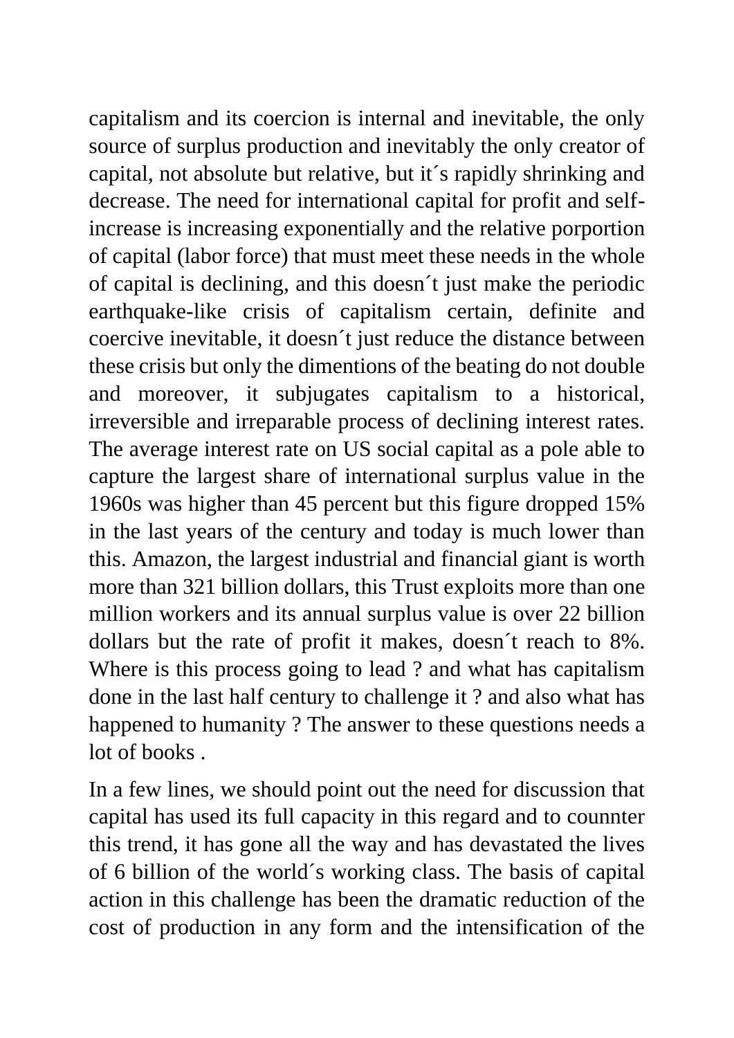capitalism and its coercion is internal and inevitable, the only source of surplus production and inevitably the only creator of capital, not absolute but relative, but it´s rapidly shrinking and decrease. The need for international capital for profit and self-increase is increasing exponentially and the relative porportion of capital (labor force) that must meet these needs in the whole of capital is declining, and this doesn´t just make the periodic earthquake-like crisis of capitalism certain, definite and coercive inevitable, it doesn´t just reduce the distance between these crisis but only the dimentions of the beating do not double and moreover, it subjugates capitalism to a historical, irreversible and irreparable process of declining interest rates. The average interest rate on US social capital as a pole able to capture the largest share of international surplus value in the 1960s was higher than 45 percent but this figure dropped 15% in the last years of the century and today is much lower than this. Amazon, the largest industrial and financial giant is worth more than 321 billion dollars, this Trust exploits more than one million workers and its annual surplus value is over 22 billion dollars but the rate of profit it makes, doesn´t reach to 8%. Where is this process going to lead ? and what has capitalism done in the last half century to challenge it ? and also what has happened to humanity ? The answer to these questions needs a lot of books .

In a few lines, we should point out the need for discussion that capital has used its full capacity in this regard and to counnter this trend, it has gone all the way and has devastated the lives of 6 billion of the world´s working class. The basis of capital action in this challenge has been the dramatic reduction of the cost of production in any form and the intensification of the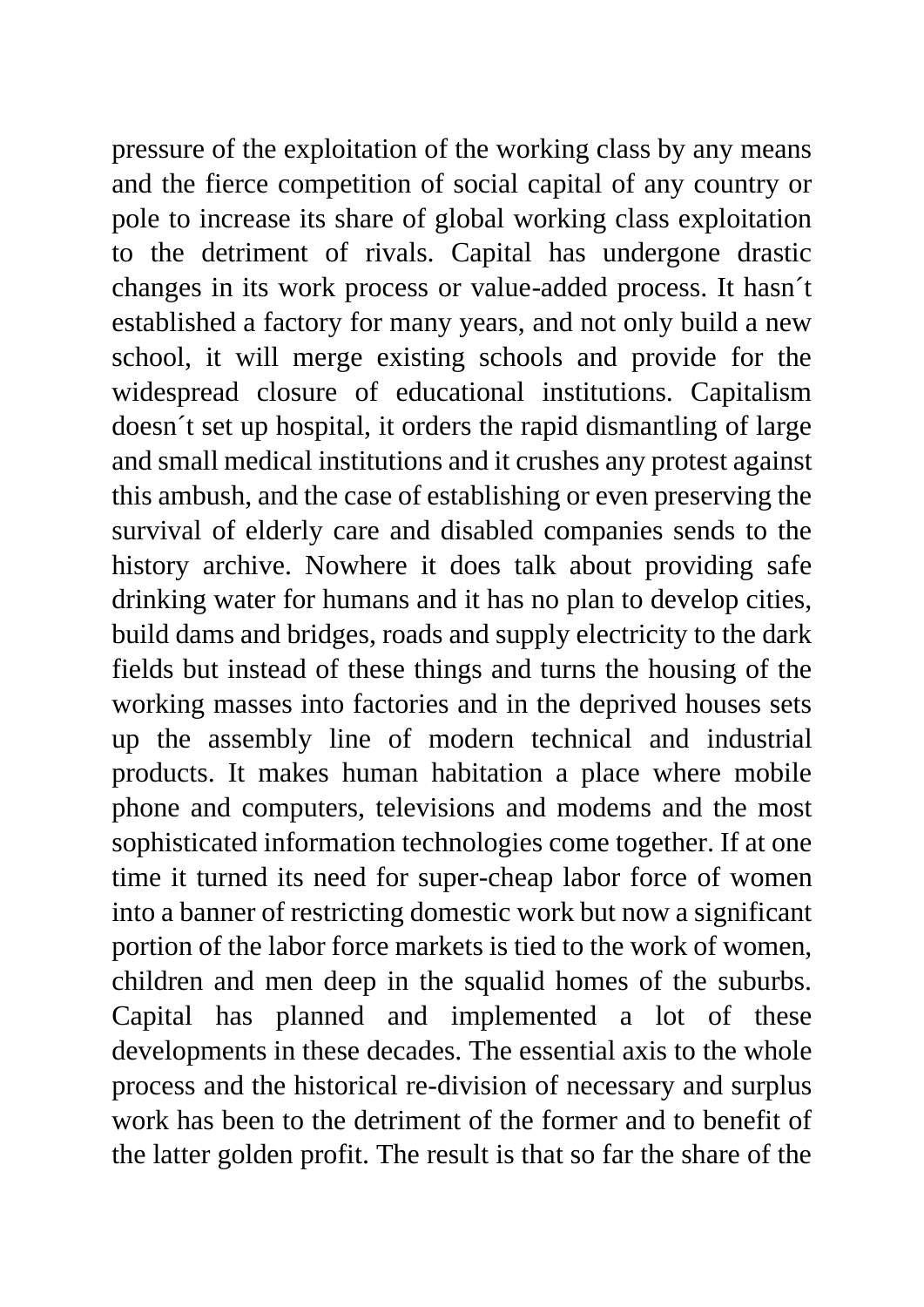pressure of the exploitation of the working class by any means and the fierce competition of social capital of any country or pole to increase its share of global working class exploitation to the detriment of rivals. Capital has undergone drastic changes in its work process or value-added process. It hasn´t established a factory for many years, and not only build a new school, it will merge existing schools and provide for the widespread closure of educational institutions. Capitalism doesn´t set up hospital, it orders the rapid dismantling of large and small medical institutions and it crushes any protest against this ambush, and the case of establishing or even preserving the survival of elderly care and disabled companies sends to the history archive. Nowhere it does talk about providing safe drinking water for humans and it has no plan to develop cities, build dams and bridges, roads and supply electricity to the dark fields but instead of these things and turns the housing of the working masses into factories and in the deprived houses sets up the assembly line of modern technical and industrial products. It makes human habitation a place where mobile phone and computers, televisions and modems and the most sophisticated information technologies come together. If at one time it turned its need for super-cheap labor force of women into a banner of restricting domestic work but now a significant portion of the labor force markets is tied to the work of women, children and men deep in the squalid homes of the suburbs. Capital has planned and implemented a lot of these developments in these decades. The essential axis to the whole process and the historical re-division of necessary and surplus work has been to the detriment of the former and to benefit of the latter golden profit. The result is that so far the share of the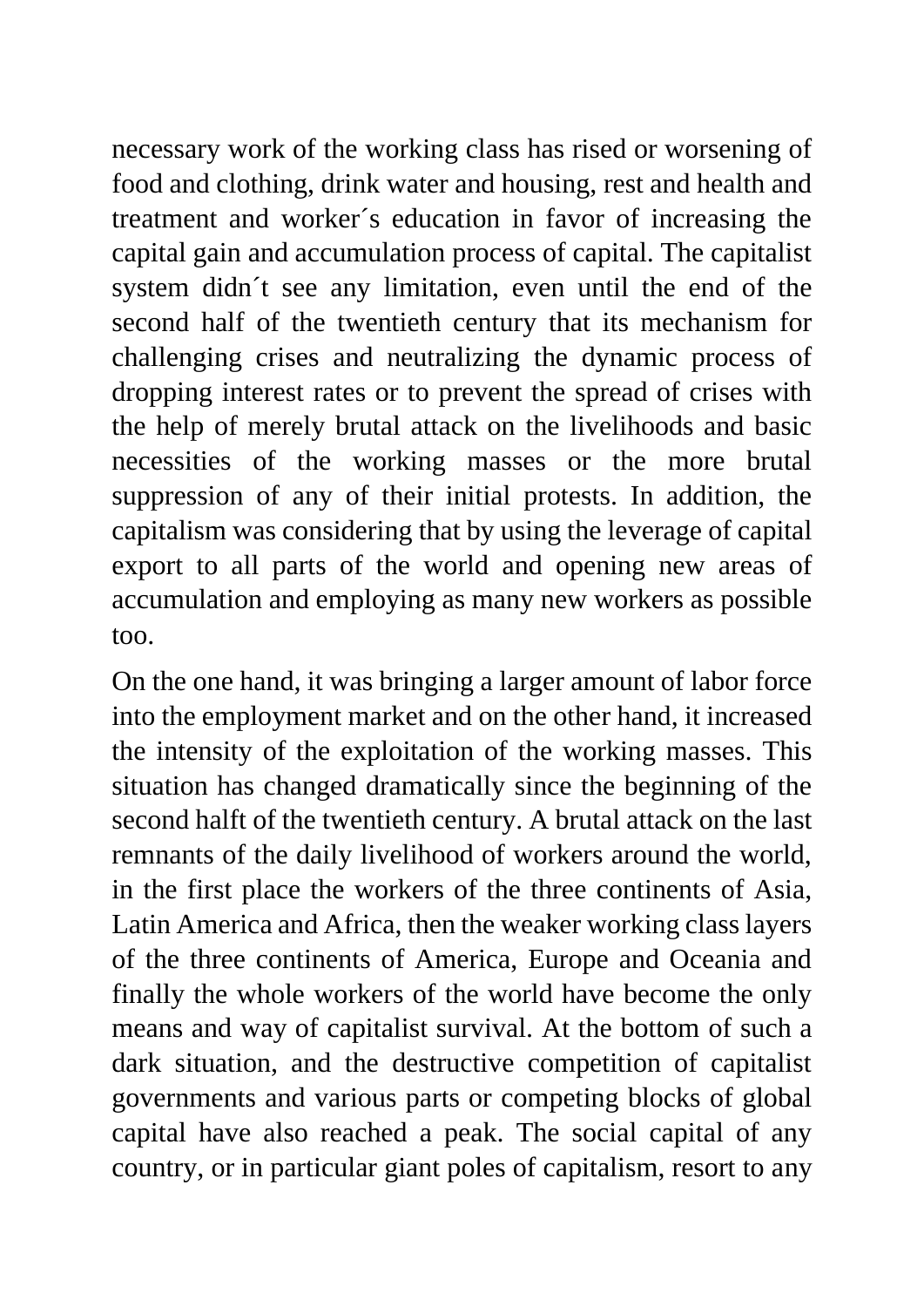necessary work of the working class has rised or worsening of food and clothing, drink water and housing, rest and health and treatment and worker´s education in favor of increasing the capital gain and accumulation process of capital. The capitalist system didn´t see any limitation, even until the end of the second half of the twentieth century that its mechanism for challenging crises and neutralizing the dynamic process of dropping interest rates or to prevent the spread of crises with the help of merely brutal attack on the livelihoods and basic necessities of the working masses or the more brutal suppression of any of their initial protests. In addition, the capitalism was considering that by using the leverage of capital export to all parts of the world and opening new areas of accumulation and employing as many new workers as possible too.

On the one hand, it was bringing a larger amount of labor force into the employment market and on the other hand, it increased the intensity of the exploitation of the working masses. This situation has changed dramatically since the beginning of the second halft of the twentieth century. A brutal attack on the last remnants of the daily livelihood of workers around the world, in the first place the workers of the three continents of Asia, Latin America and Africa, then the weaker working class layers of the three continents of America, Europe and Oceania and finally the whole workers of the world have become the only means and way of capitalist survival. At the bottom of such a dark situation, and the destructive competition of capitalist governments and various parts or competing blocks of global capital have also reached a peak. The social capital of any country, or in particular giant poles of capitalism, resort to any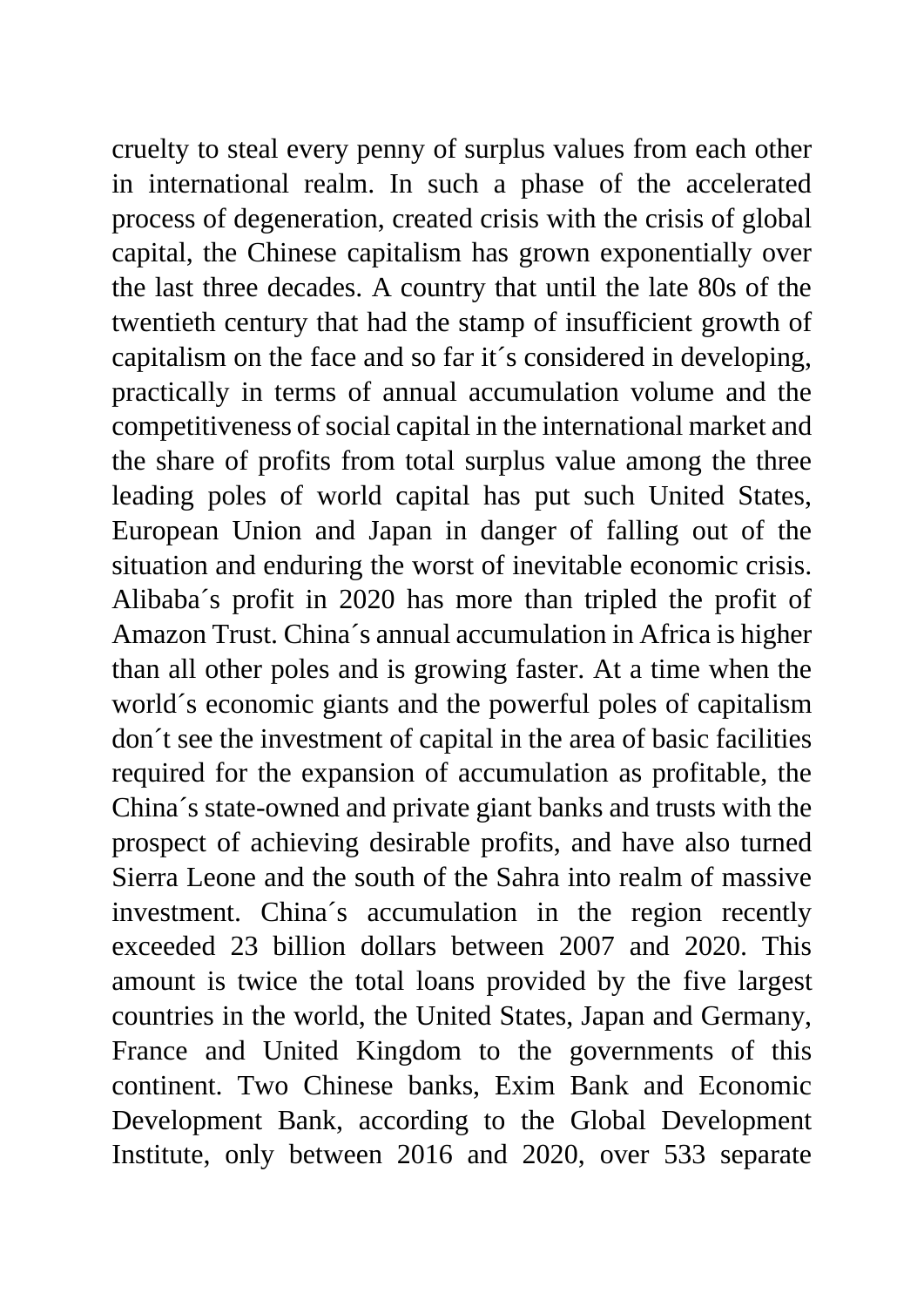cruelty to steal every penny of surplus values from each other in international realm. In such a phase of the accelerated process of degeneration, created crisis with the crisis of global capital, the Chinese capitalism has grown exponentially over the last three decades. A country that until the late 80s of the twentieth century that had the stamp of insufficient growth of capitalism on the face and so far it´s considered in developing, practically in terms of annual accumulation volume and the competitiveness of social capital in the international market and the share of profits from total surplus value among the three leading poles of world capital has put such United States, European Union and Japan in danger of falling out of the situation and enduring the worst of inevitable economic crisis. Alibaba´s profit in 2020 has more than tripled the profit of Amazon Trust. China´s annual accumulation in Africa is higher than all other poles and is growing faster. At a time when the world´s economic giants and the powerful poles of capitalism don´t see the investment of capital in the area of basic facilities required for the expansion of accumulation as profitable, the China´s state-owned and private giant banks and trusts with the prospect of achieving desirable profits, and have also turned Sierra Leone and the south of the Sahra into realm of massive investment. China´s accumulation in the region recently exceeded 23 billion dollars between 2007 and 2020. This amount is twice the total loans provided by the five largest countries in the world, the United States, Japan and Germany, France and United Kingdom to the governments of this continent. Two Chinese banks, Exim Bank and Economic Development Bank, according to the Global Development Institute, only between 2016 and 2020, over 533 separate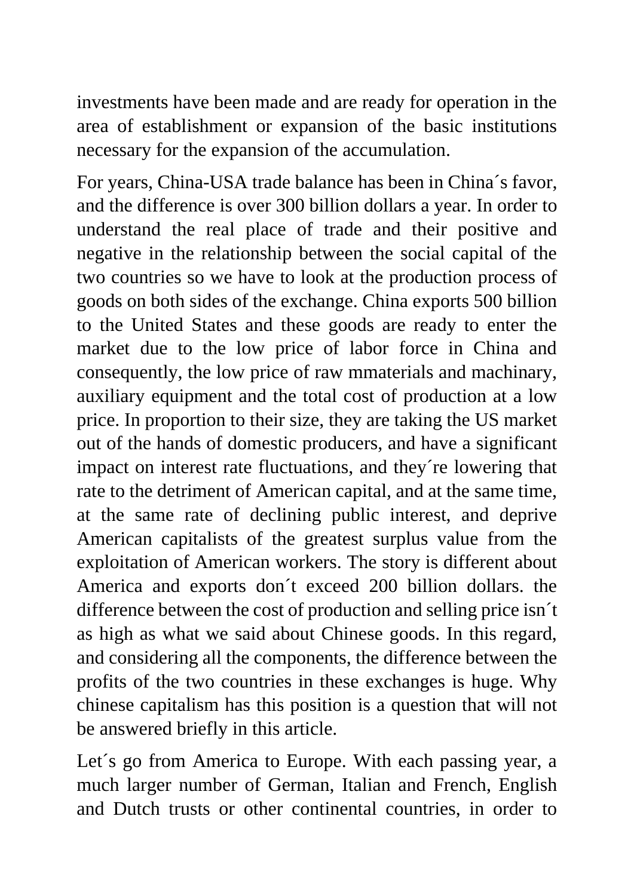investments have been made and are ready for operation in the area of establishment or expansion of the basic institutions necessary for the expansion of the accumulation.

For years, China-USA trade balance has been in China´s favor, and the difference is over 300 billion dollars a year. In order to understand the real place of trade and their positive and negative in the relationship between the social capital of the two countries so we have to look at the production process of goods on both sides of the exchange. China exports 500 billion to the United States and these goods are ready to enter the market due to the low price of labor force in China and consequently, the low price of raw mmaterials and machinary, auxiliary equipment and the total cost of production at a low price. In proportion to their size, they are taking the US market out of the hands of domestic producers, and have a significant impact on interest rate fluctuations, and they´re lowering that rate to the detriment of American capital, and at the same time, at the same rate of declining public interest, and deprive American capitalists of the greatest surplus value from the exploitation of American workers. The story is different about America and exports don´t exceed 200 billion dollars. the difference between the cost of production and selling price isn´t as high as what we said about Chinese goods. In this regard, and considering all the components, the difference between the profits of the two countries in these exchanges is huge. Why chinese capitalism has this position is a question that will not be answered briefly in this article.

Let´s go from America to Europe. With each passing year, a much larger number of German, Italian and French, English and Dutch trusts or other continental countries, in order to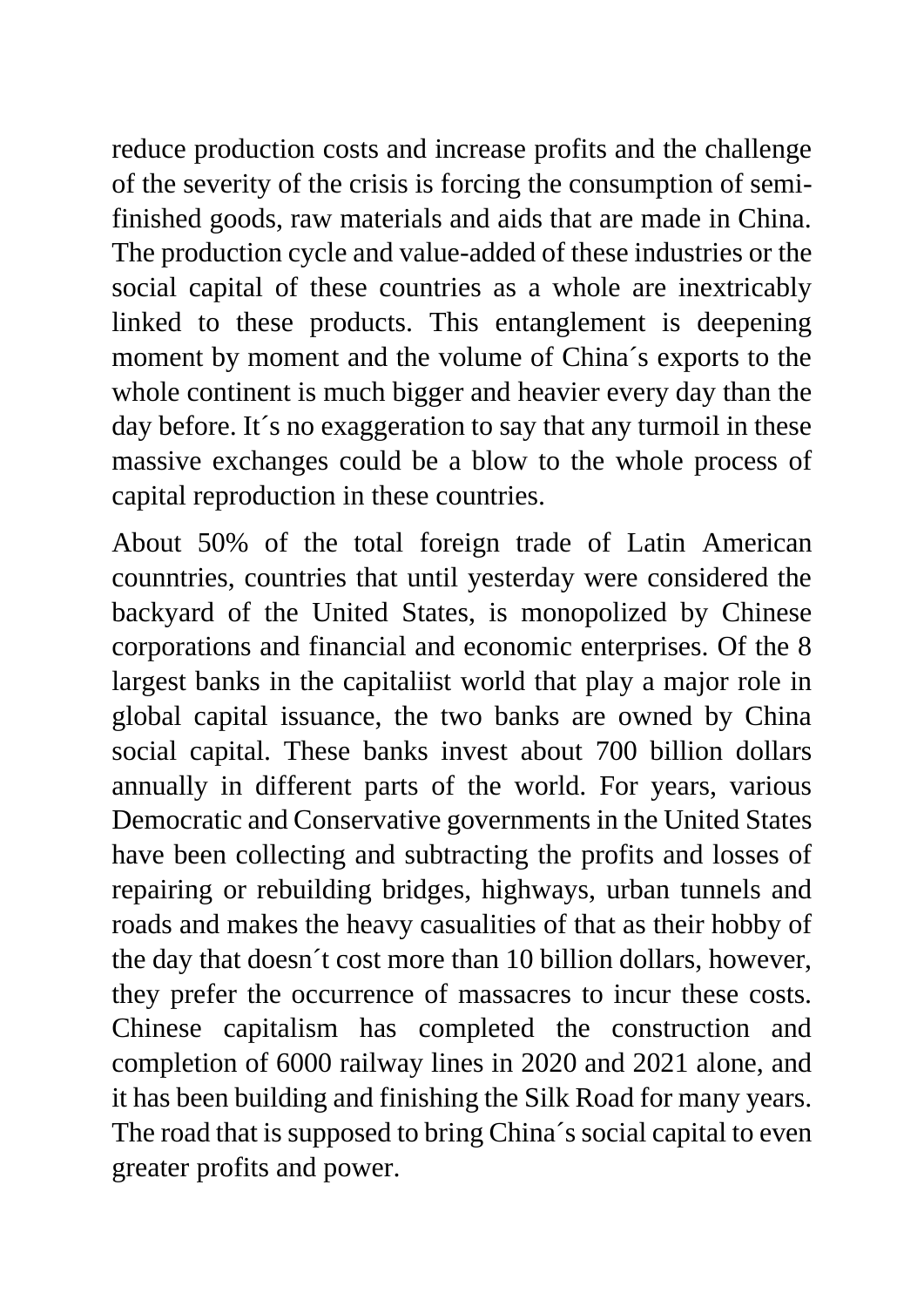reduce production costs and increase profits and the challenge of the severity of the crisis is forcing the consumption of semi-finished goods, raw materials and aids that are made in China. The production cycle and value-added of these industries or the social capital of these countries as a whole are inextricably linked to these products. This entanglement is deepening moment by moment and the volume of China´s exports to the whole continent is much bigger and heavier every day than the day before. It´s no exaggeration to say that any turmoil in these massive exchanges could be a blow to the whole process of capital reproduction in these countries.

About 50% of the total foreign trade of Latin American counntries, countries that until yesterday were considered the backyard of the United States, is monopolized by Chinese corporations and financial and economic enterprises. Of the 8 largest banks in the capitaliist world that play a major role in global capital issuance, the two banks are owned by China social capital. These banks invest about 700 billion dollars annually in different parts of the world. For years, various Democratic and Conservative governments in the United States have been collecting and subtracting the profits and losses of repairing or rebuilding bridges, highways, urban tunnels and roads and makes the heavy casualities of that as their hobby of the day that doesn´t cost more than 10 billion dollars, however, they prefer the occurrence of massacres to incur these costs. Chinese capitalism has completed the construction and completion of 6000 railway lines in 2020 and 2021 alone, and it has been building and finishing the Silk Road for many years. The road that is supposed to bring China´s social capital to even greater profits and power.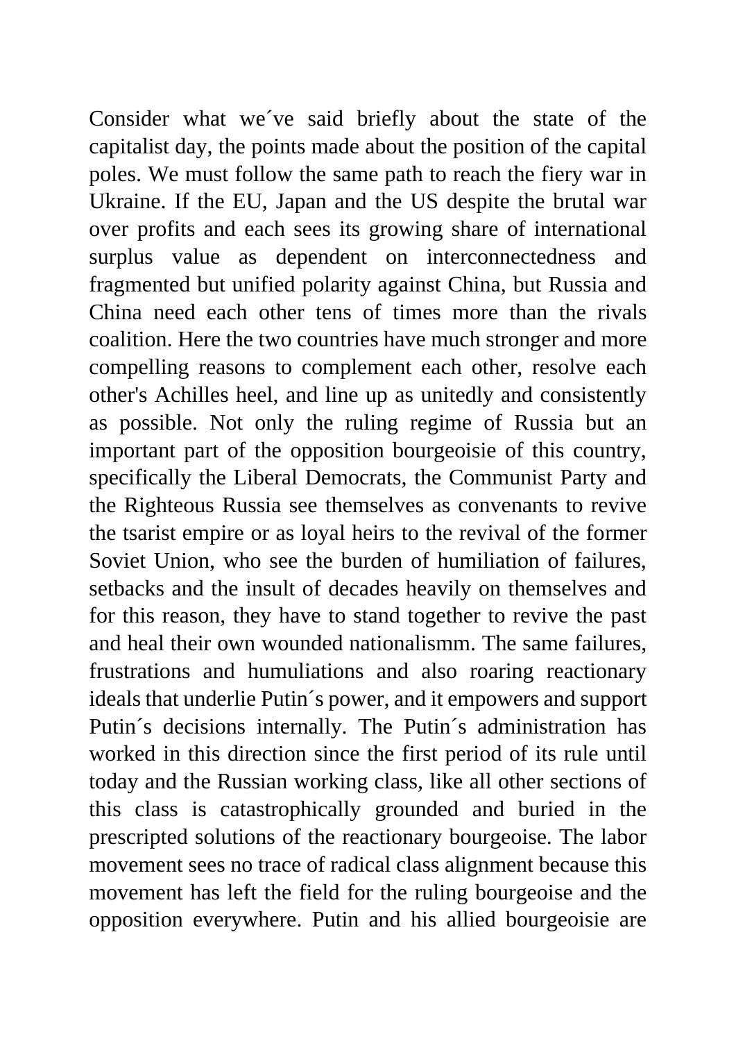Consider what we´ve said briefly about the state of the capitalist day, the points made about the position of the capital poles. We must follow the same path to reach the fiery war in Ukraine. If the EU, Japan and the US despite the brutal war over profits and each sees its growing share of international surplus value as dependent on interconnectedness and fragmented but unified polarity against China, but Russia and China need each other tens of times more than the rivals coalition. Here the two countries have much stronger and more compelling reasons to complement each other, resolve each other's Achilles heel, and line up as unitedly and consistently as possible. Not only the ruling regime of Russia but an important part of the opposition bourgeoisie of this country, specifically the Liberal Democrats, the Communist Party and the Righteous Russia see themselves as convenants to revive the tsarist empire or as loyal heirs to the revival of the former Soviet Union, who see the burden of humiliation of failures, setbacks and the insult of decades heavily on themselves and for this reason, they have to stand together to revive the past and heal their own wounded nationalismm. The same failures, frustrations and humuliations and also roaring reactionary ideals that underlie Putin´s power, and it empowers and support Putin´s decisions internally. The Putin´s administration has worked in this direction since the first period of its rule until today and the Russian working class, like all other sections of this class is catastrophically grounded and buried in the prescripted solutions of the reactionary bourgeoise. The labor movement sees no trace of radical class alignment because this movement has left the field for the ruling bourgeoise and the opposition everywhere. Putin and his allied bourgeoisie are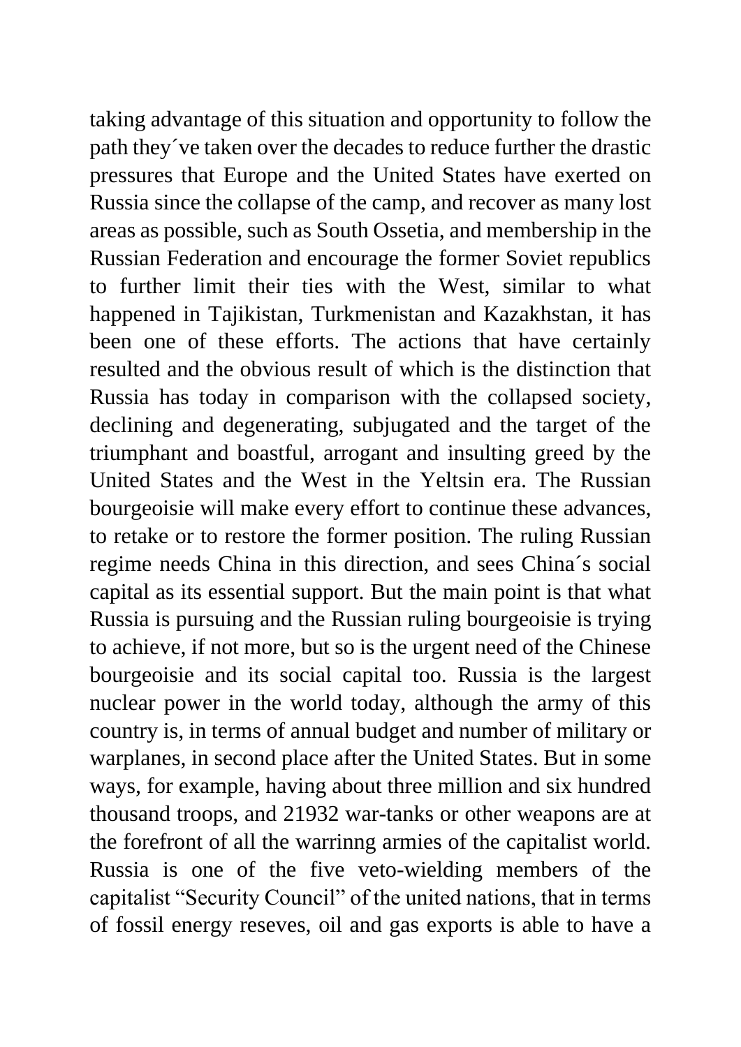taking advantage of this situation and opportunity to follow the path they´ve taken over the decades to reduce further the drastic pressures that Europe and the United States have exerted on Russia since the collapse of the camp, and recover as many lost areas as possible, such as South Ossetia, and membership in the Russian Federation and encourage the former Soviet republics to further limit their ties with the West, similar to what happened in Tajikistan, Turkmenistan and Kazakhstan, it has been one of these efforts. The actions that have certainly resulted and the obvious result of which is the distinction that Russia has today in comparison with the collapsed society, declining and degenerating, subjugated and the target of the triumphant and boastful, arrogant and insulting greed by the United States and the West in the Yeltsin era. The Russian bourgeoisie will make every effort to continue these advances, to retake or to restore the former position. The ruling Russian regime needs China in this direction, and sees China´s social capital as its essential support. But the main point is that what Russia is pursuing and the Russian ruling bourgeoisie is trying to achieve, if not more, but so is the urgent need of the Chinese bourgeoisie and its social capital too. Russia is the largest nuclear power in the world today, although the army of this country is, in terms of annual budget and number of military or warplanes, in second place after the United States. But in some ways, for example, having about three million and six hundred thousand troops, and 21932 war-tanks or other weapons are at the forefront of all the warrinng armies of the capitalist world. Russia is one of the five veto-wielding members of the capitalist "Security Council" of the united nations, that in terms of fossil energy reseves, oil and gas exports is able to have a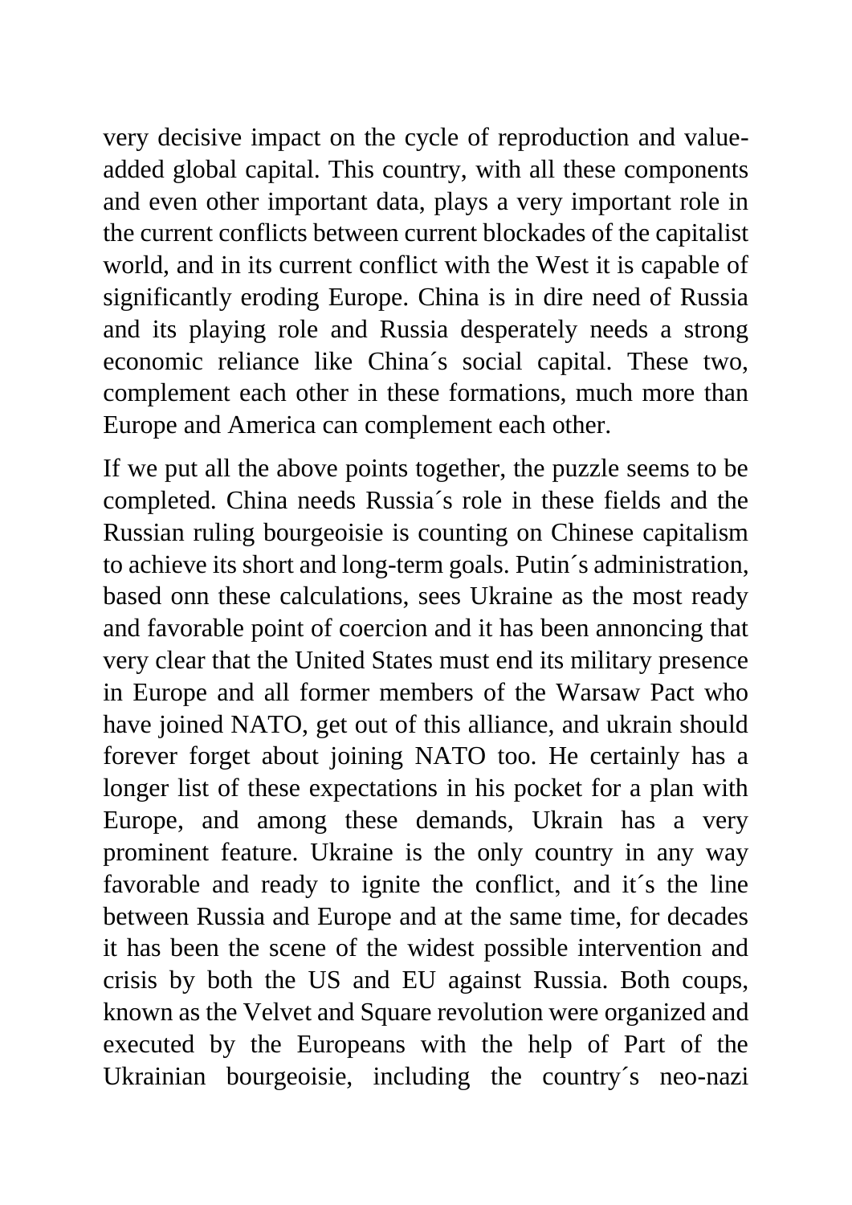very decisive impact on the cycle of reproduction and value-added global capital. This country, with all these components and even other important data, plays a very important role in the current conflicts between current blockades of the capitalist world, and in its current conflict with the West it is capable of significantly eroding Europe. China is in dire need of Russia and its playing role and Russia desperately needs a strong economic reliance like China´s social capital. These two, complement each other in these formations, much more than Europe and America can complement each other.

If we put all the above points together, the puzzle seems to be completed. China needs Russia´s role in these fields and the Russian ruling bourgeoisie is counting on Chinese capitalism to achieve its short and long-term goals. Putin´s administration, based onn these calculations, sees Ukraine as the most ready and favorable point of coercion and it has been annoncing that very clear that the United States must end its military presence in Europe and all former members of the Warsaw Pact who have joined NATO, get out of this alliance, and ukrain should forever forget about joining NATO too. He certainly has a longer list of these expectations in his pocket for a plan with Europe, and among these demands, Ukrain has a very prominent feature. Ukraine is the only country in any way favorable and ready to ignite the conflict, and it´s the line between Russia and Europe and at the same time, for decades it has been the scene of the widest possible intervention and crisis by both the US and EU against Russia. Both coups, known as the Velvet and Square revolution were organized and executed by the Europeans with the help of Part of the Ukrainian bourgeoisie, including the country´s neo-nazi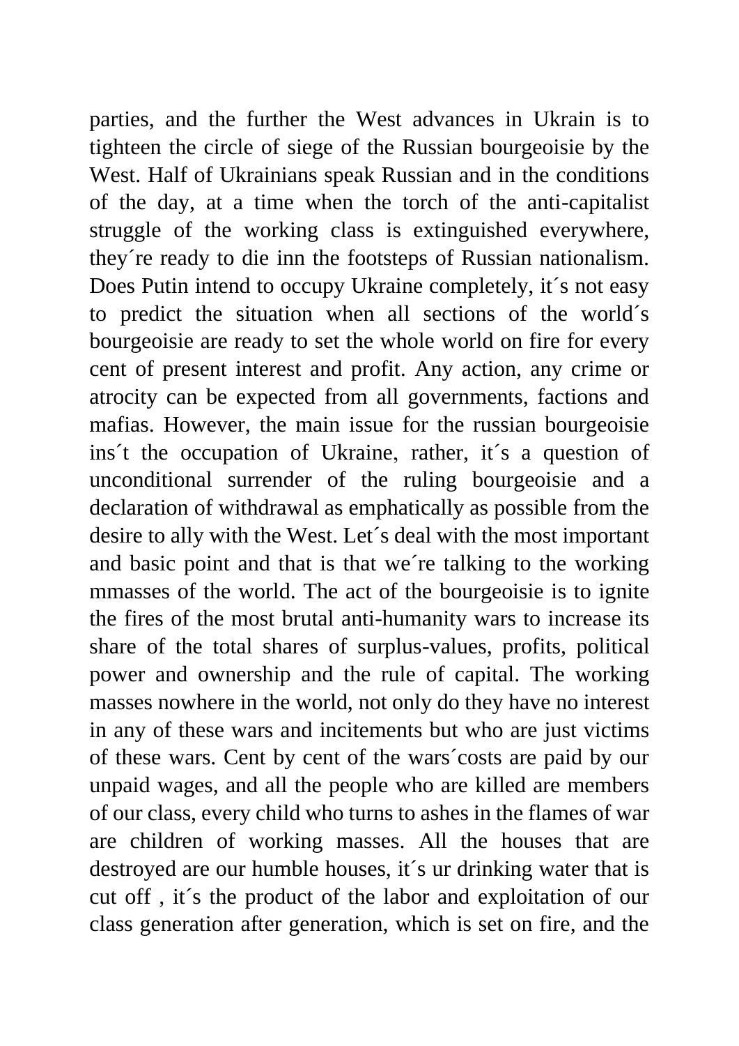parties, and the further the West advances in Ukrain is to tighteen the circle of siege of the Russian bourgeoisie by the West. Half of Ukrainians speak Russian and in the conditions of the day, at a time when the torch of the anti-capitalist struggle of the working class is extinguished everywhere, they´re ready to die inn the footsteps of Russian nationalism. Does Putin intend to occupy Ukraine completely, it´s not easy to predict the situation when all sections of the world´s bourgeoisie are ready to set the whole world on fire for every cent of present interest and profit. Any action, any crime or atrocity can be expected from all governments, factions and mafias. However, the main issue for the russian bourgeoisie ins´t the occupation of Ukraine, rather, it´s a question of unconditional surrender of the ruling bourgeoisie and a declaration of withdrawal as emphatically as possible from the desire to ally with the West. Let´s deal with the most important and basic point and that is that we´re talking to the working mmasses of the world. The act of the bourgeoisie is to ignite the fires of the most brutal anti-humanity wars to increase its share of the total shares of surplus-values, profits, political power and ownership and the rule of capital. The working masses nowhere in the world, not only do they have no interest in any of these wars and incitements but who are just victims of these wars. Cent by cent of the wars´costs are paid by our unpaid wages, and all the people who are killed are members of our class, every child who turns to ashes in the flames of war are children of working masses. All the houses that are destroyed are our humble houses, it´s ur drinking water that is cut off , it´s the product of the labor and exploitation of our class generation after generation, which is set on fire, and the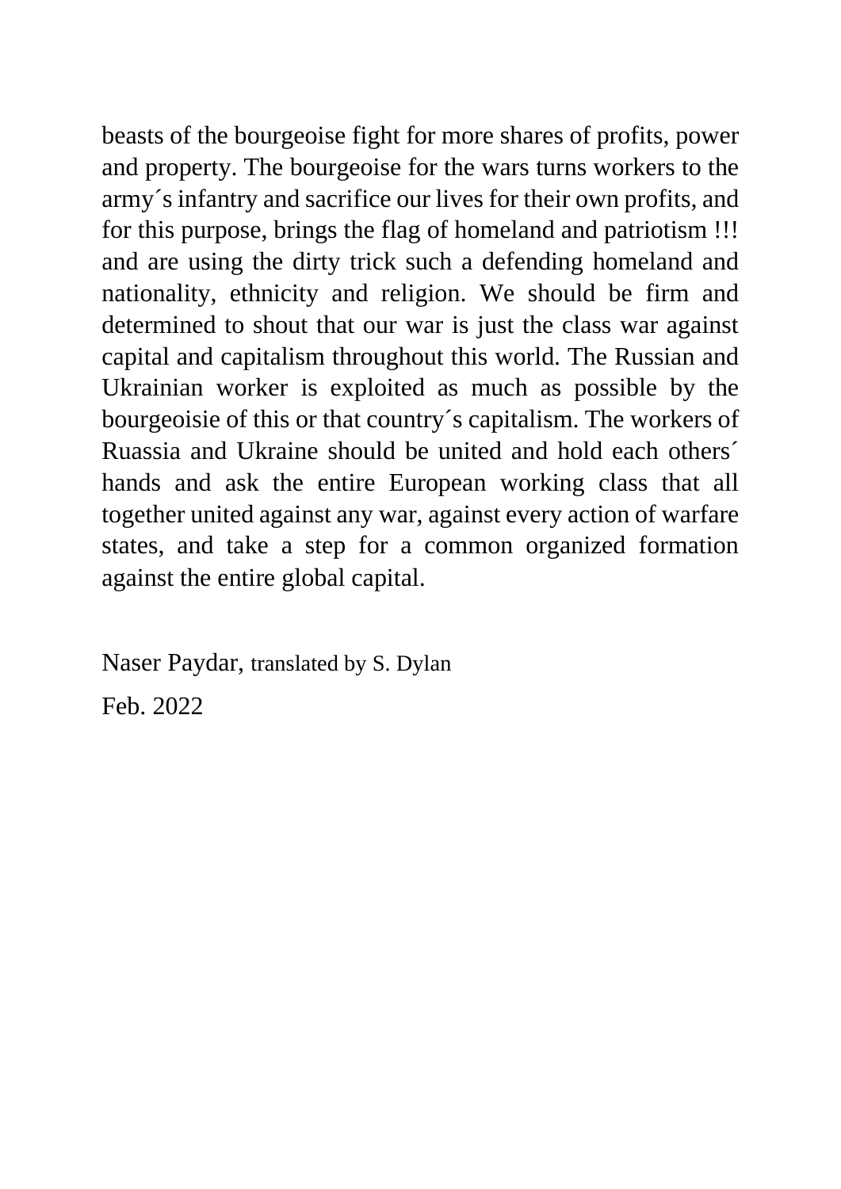beasts of the bourgeoise fight for more shares of profits, power and property. The bourgeoise for the wars turns workers to the army´s infantry and sacrifice our lives for their own profits, and for this purpose, brings the flag of homeland and patriotism !!! and are using the dirty trick such a defending homeland and nationality, ethnicity and religion. We should be firm and determined to shout that our war is just the class war against capital and capitalism throughout this world. The Russian and Ukrainian worker is exploited as much as possible by the bourgeoisie of this or that country´s capitalism. The workers of Ruassia and Ukraine should be united and hold each others´ hands and ask the entire European working class that all together united against any war, against every action of warfare states, and take a step for a common organized formation against the entire global capital.

Naser Paydar, translated by S. Dylan

Feb. 2022